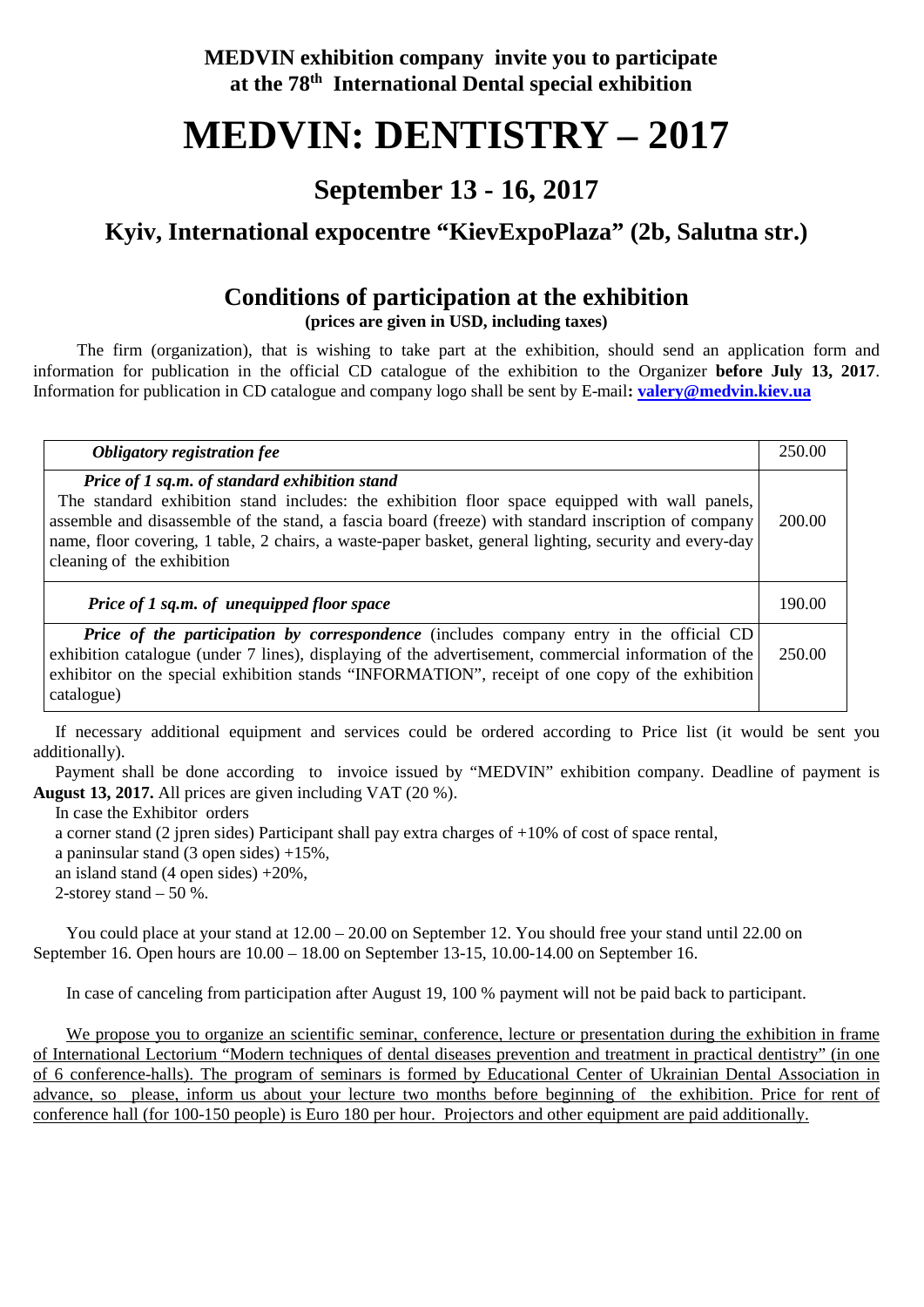**MEDVIN exhibition company invite you to participate at the 78th International Dental special exhibition**

# MEDVIN: DENTISTRY – 2017

## September 13 - 16, 2017

## Kyiv, International expocentre "KievExpoPlaza" (2b, Salutna str.)

## Conditions of participation at the exhibition

**(prices are given in USD, including taxes)**

The firm (organization), that is wishing to take part at the exhibition, should send an application form and information for publication in the official CD catalogue of the exhibition to the Organizer **before July 13, 2017**. Information for publication in CD catalogue and company logo shall be sent by E-mail**:** **valery@medvin.kiev.ua**

| | |
|---|---|
| ***Obligatory registration fee*** | 250.00 |
| ***Price of 1 sq.m. of standard exhibition stand*** The standard exhibition stand includes: the exhibition floor space equipped with wall panels, assemble and disassemble of the stand, a fascia board (freeze) with standard inscription of company name, floor covering, 1 table, 2 chairs, a waste-paper basket, general lighting, security and every-day cleaning of the exhibition | 200.00 |
| ***Price of 1 sq.m. of unequipped floor space*** | 190.00 |
| ***Price of the participation by correspondence*** (includes company entry in the official CD exhibition catalogue (under 7 lines), displaying of the advertisement, commercial information of the exhibitor on the special exhibition stands "INFORMATION", receipt of one copy of the exhibition catalogue) | 250.00 |

If necessary additional equipment and services could be ordered according to Price list (it would be sent you additionally).

Payment shall be done according to invoice issued by "MEDVIN" exhibition company. Deadline of payment is **August 13, 2017.** All prices are given including VAT (20 %).

In case the Exhibitor orders

a corner stand (2 jpren sides) Participant shall pay extra charges of +10% of cost of space rental,

a paninsular stand (3 open sides) +15%,

an island stand (4 open sides) +20%,

2-storey stand – 50 %.

You could place at your stand at 12.00 – 20.00 on September 12. You should free your stand until 22.00 on September 16. Open hours are 10.00 – 18.00 on September 13-15, 10.00-14.00 on September 16.

In case of canceling from participation after August 19, 100 % payment will not be paid back to participant.

We propose you to organize an scientific seminar, conference, lecture or presentation during the exhibition in frame of International Lectorium "Modern techniques of dental diseases prevention and treatment in practical dentistry" (in one of 6 conference-halls). The program of seminars is formed by Educational Center of Ukrainian Dental Association in advance, so please, inform us about your lecture two months before beginning of the exhibition. Price for rent of conference hall (for 100-150 people) is Euro 180 per hour. Projectors and other equipment are paid additionally.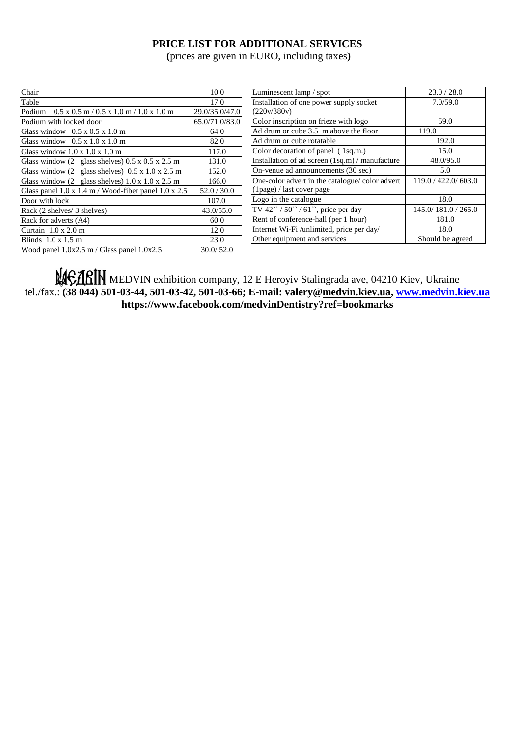## PRICE LIST FOR ADDITIONAL SERVICES

**(**prices are given in EURO, including taxes**)**

| | |
|---|---|
| Chair | 10.0 |
| Table | 17.0 |
| Podium 0.5 x 0.5 m / 0.5 x 1.0 m / 1.0 x 1.0 m | 29.0/35.0/47.0 |
| Podium with locked door | 65.0/71.0/83.0 |
| Glass window 0.5 x 0.5 x 1.0 m | 64.0 |
| Glass window 0.5 x 1.0 x 1.0 m | 82.0 |
| Glass window 1.0 x 1.0 x 1.0 m | 117.0 |
| Glass window (2 glass shelves) 0.5 x 0.5 x 2.5 m | 131.0 |
| Glass window (2 glass shelves) 0.5 x 1.0 x 2.5 m | 152.0 |
| Glass window (2 glass shelves) 1.0 x 1.0 x 2.5 m | 166.0 |
| Glass panel 1.0 x 1.4 m / Wood-fiber panel 1.0 x 2.5 | 52.0 / 30.0 |
| Door with lock | 107.0 |
| Rack (2 shelves/ 3 shelves) | 43.0/55.0 |
| Rack for adverts (A4) | 60.0 |
| Curtain 1.0 x 2.0 m | 12.0 |
| Blinds 1.0 x 1.5 m | 23.0 |
| Wood panel 1.0x2.5 m / Glass panel 1.0x2.5 | 30.0/ 52.0 |

| | |
|---|---|
| Luminescent lamp / spot | 23.0 / 28.0 |
| Installation of one power supply socket (220v/380v) | 7.0/59.0 |
| Color inscription on frieze with logo | 59.0 |
| Ad drum or cube 3.5 m above the floor | 119.0 |
| Ad drum or cube rotatable | 192.0 |
| Color decoration of panel ( 1sq.m.) | 15.0 |
| Installation of ad screen (1sq.m) / manufacture | 48.0/95.0 |
| On-venue ad announcements (30 sec) | 5.0 |
| One-color advert in the catalogue/ color advert (1page) / last cover page | 119.0 / 422.0/ 603.0 |
| Logo in the catalogue | 18.0 |
| TV 42`` / 50`` / 61``, price per day | 145.0/ 181.0 / 265.0 |
| Rent of conference-hall (per 1 hour) | 181.0 |
| Internet Wi-Fi /unlimited, price per day/ | 18.0 |
| Other equipment and services | Should be agreed |

MEDVIN MEDVIN exhibition company, 12 E Heroyiv Stalingrada ave, 04210 Kiev, Ukraine
tel./fax.: **(38 044) 501-03-44, 501-03-42, 501-03-66; E-mail: valery@medvin.kiev.ua, www.medvin.kiev.ua**
**https://www.facebook.com/medvinDentistry?ref=bookmarks**